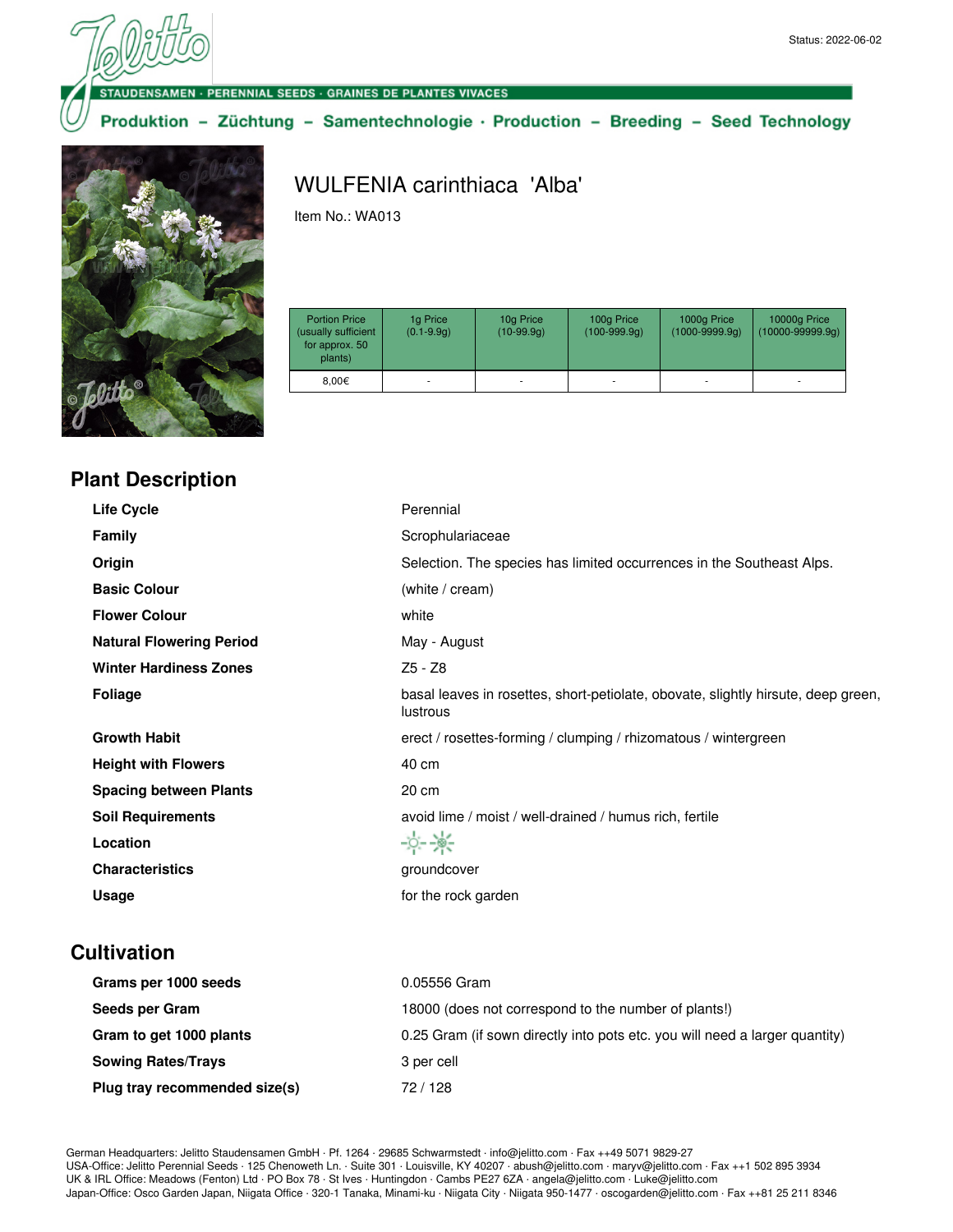Status: 2022-06-02

STAUDENSAMEN · PERENNIAL SEEDS · GRAINES DE PLANTES VIVACES

Produktion – Züchtung – Samentechnologie · Production – Breeding – Seed Technology

# WULFENIA carinthiaca 'Alba'

Item No.: WA013

| Portion Price (usually sufficient for approx. 50 plants) | 1g Price (0.1-9.9g) | 10g Price (10-99.9g) | 100g Price (100-999.9g) | 1000g Price (1000-9999.9g) | 10000g Price (10000-99999.9g) |
|---|---|---|---|---|---|
| 8,00€ | - | - | - | - | - |

## Plant Description

| | |
|---|---|
| **Life Cycle** | Perennial |
| **Family** | Scrophulariaceae |
| **Origin** | Selection. The species has limited occurrences in the Southeast Alps. |
| **Basic Colour** | (white / cream) |
| **Flower Colour** | white |
| **Natural Flowering Period** | May - August |
| **Winter Hardiness Zones** | Z5 - Z8 |
| **Foliage** | basal leaves in rosettes, short-petiolate, obovate, slightly hirsute, deep green, lustrous |
| **Growth Habit** | erect / rosettes-forming / clumping / rhizomatous / wintergreen |
| **Height with Flowers** | 40 cm |
| **Spacing between Plants** | 20 cm |
| **Soil Requirements** | avoid lime / moist / well-drained / humus rich, fertile |
| **Location** | |
| **Characteristics** | groundcover |
| **Usage** | for the rock garden |

## Cultivation

| | |
|---|---|
| **Grams per 1000 seeds** | 0.05556 Gram |
| **Seeds per Gram** | 18000 (does not correspond to the number of plants!) |
| **Gram to get 1000 plants** | 0.25 Gram (if sown directly into pots etc. you will need a larger quantity) |
| **Sowing Rates/Trays** | 3 per cell |
| **Plug tray recommended size(s)** | 72 / 128 |

German Headquarters: Jelitto Staudensamen GmbH · Pf. 1264 · 29685 Schwarmstedt · info@jelitto.com · Fax ++49 5071 9829-27
USA-Office: Jelitto Perennial Seeds · 125 Chenoweth Ln. · Suite 301 · Louisville, KY 40207 · abush@jelitto.com · maryv@jelitto.com · Fax ++1 502 895 3934
UK & IRL Office: Meadows (Fenton) Ltd · PO Box 78 · St Ives · Huntingdon · Cambs PE27 6ZA · angela@jelitto.com · Luke@jelitto.com
Japan-Office: Osco Garden Japan, Niigata Office · 320-1 Tanaka, Minami-ku · Niigata City · Niigata 950-1477 · oscogarden@jelitto.com · Fax ++81 25 211 8346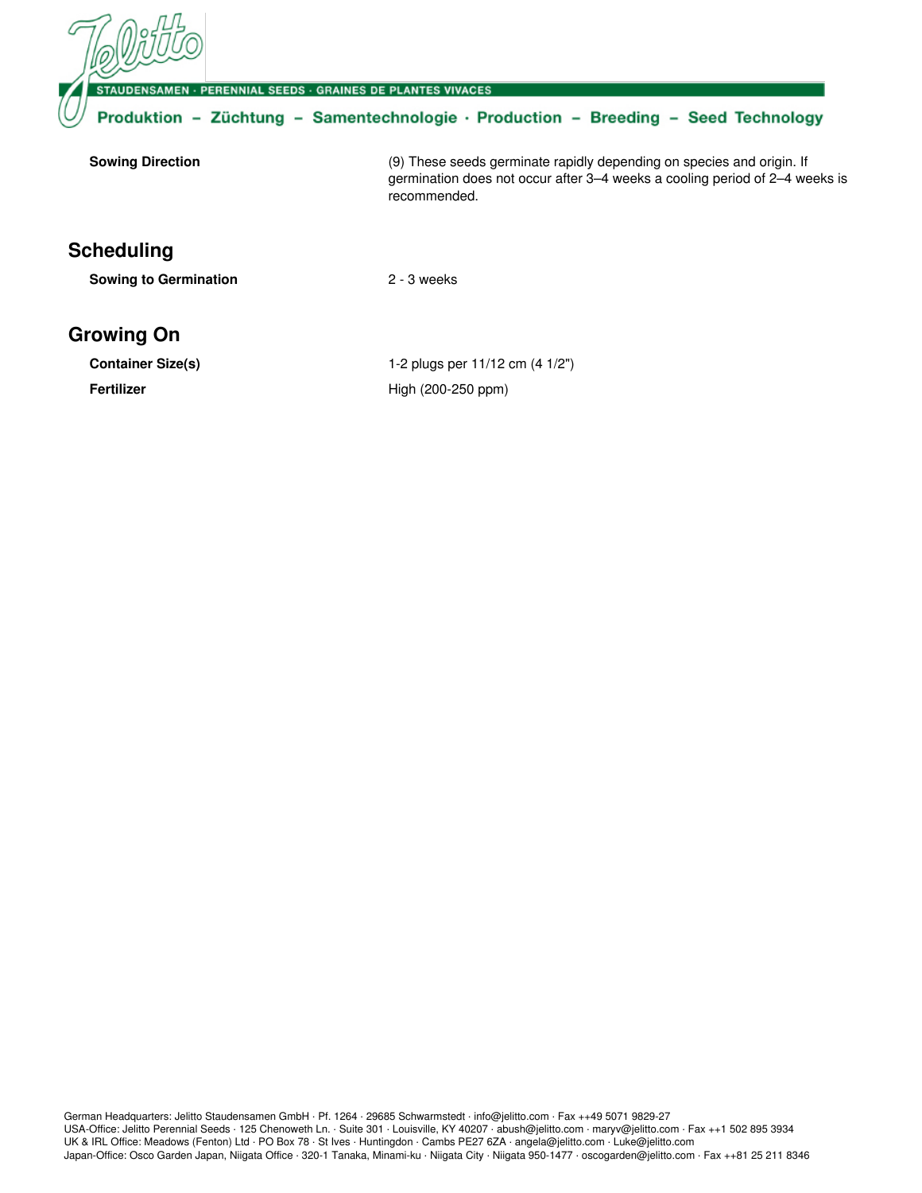| | |
|---|---|
| **Sowing Direction** | (9) These seeds germinate rapidly depending on species and origin. If germination does not occur after 3–4 weeks a cooling period of 2–4 weeks is recommended. |

## Scheduling

| | |
|---|---|
| **Sowing to Germination** | 2 - 3 weeks |

## Growing On

| | |
|---|---|
| **Container Size(s)** | 1-2 plugs per 11/12 cm (4 1/2") |
| **Fertilizer** | High (200-250 ppm) |